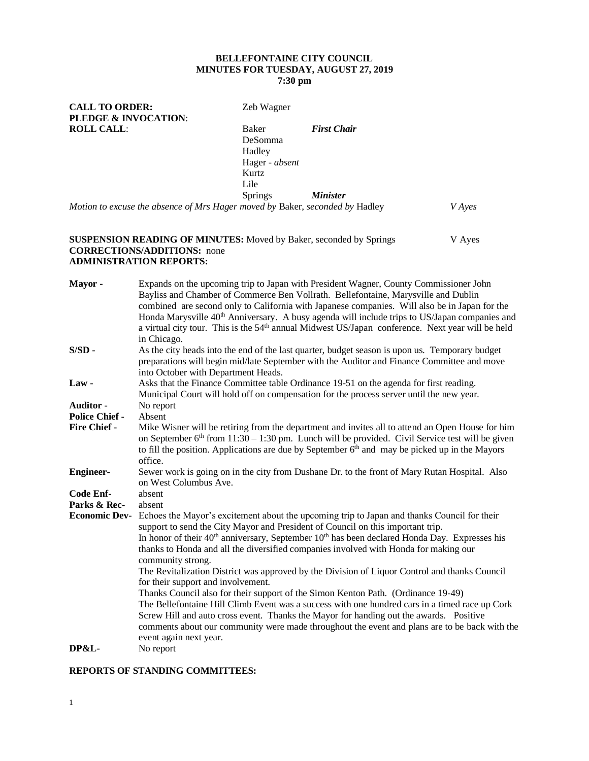**BELLEFONTAINE CITY COUNCIL**
**MINUTES FOR TUESDAY, AUGUST 27, 2019**
**7:30 pm**

**CALL TO ORDER:** Zeb Wagner
**PLEDGE & INVOCATION**:
**ROLL CALL**:

| | | |
|---|---|---|
| Baker | ***First Chair*** | |
| DeSomma | | |
| Hadley | | |
| Hager - *absent* | | |
| Kurtz | | |
| Lile | | |
| Springs | ***Minister*** | |

*Motion to excuse the absence of Mrs Hager moved by* Baker, *seconded by* Hadley *V Ayes*

**SUSPENSION READING OF MINUTES:** Moved by Baker, seconded by Springs V Ayes
**CORRECTIONS/ADDITIONS:** none
**ADMINISTRATION REPORTS:**

**Mayor -** Expands on the upcoming trip to Japan with President Wagner, County Commissioner John Bayliss and Chamber of Commerce Ben Vollrath. Bellefontaine, Marysville and Dublin combined are second only to California with Japanese companies. Will also be in Japan for the Honda Marysville 40th Anniversary. A busy agenda will include trips to US/Japan companies and a virtual city tour. This is the 54th annual Midwest US/Japan conference. Next year will be held in Chicago.

**S/SD -** As the city heads into the end of the last quarter, budget season is upon us. Temporary budget preparations will begin mid/late September with the Auditor and Finance Committee and move into October with Department Heads.

**Law -** Asks that the Finance Committee table Ordinance 19-51 on the agenda for first reading. Municipal Court will hold off on compensation for the process server until the new year.

**Auditor -** No report

**Police Chief -** Absent

**Fire Chief -** Mike Wisner will be retiring from the department and invites all to attend an Open House for him on September 6th from 11:30 – 1:30 pm. Lunch will be provided. Civil Service test will be given to fill the position. Applications are due by September 6th and may be picked up in the Mayors office.

**Engineer-** Sewer work is going on in the city from Dushane Dr. to the front of Mary Rutan Hospital. Also on West Columbus Ave.

**Code Enf-** absent

**Parks & Rec-** absent

**Economic Dev-** Echoes the Mayor's excitement about the upcoming trip to Japan and thanks Council for their support to send the City Mayor and President of Council on this important trip.
In honor of their 40th anniversary, September 10th has been declared Honda Day. Expresses his thanks to Honda and all the diversified companies involved with Honda for making our community strong.
The Revitalization District was approved by the Division of Liquor Control and thanks Council for their support and involvement.
Thanks Council also for their support of the Simon Kenton Path. (Ordinance 19-49)
The Bellefontaine Hill Climb Event was a success with one hundred cars in a timed race up Cork Screw Hill and auto cross event. Thanks the Mayor for handing out the awards. Positive comments about our community were made throughout the event and plans are to be back with the event again next year.

**DP&L-** No report

**REPORTS OF STANDING COMMITTEES:**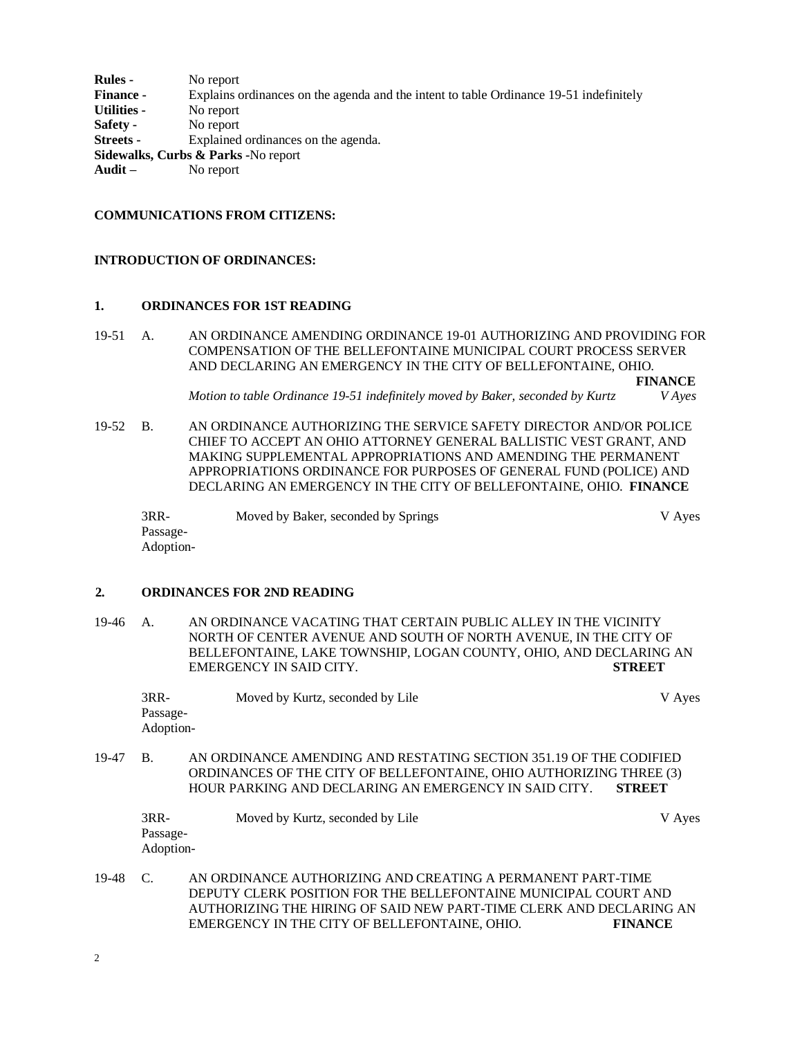**Rules -** No report
**Finance -** Explains ordinances on the agenda and the intent to table Ordinance 19-51 indefinitely
**Utilities -** No report
**Safety -** No report
**Streets -** Explained ordinances on the agenda.
**Sidewalks, Curbs & Parks -**No report
**Audit –** No report

**COMMUNICATIONS FROM CITIZENS:**

**INTRODUCTION OF ORDINANCES:**

**1. ORDINANCES FOR 1ST READING**

19-51 A. AN ORDINANCE AMENDING ORDINANCE 19-01 AUTHORIZING AND PROVIDING FOR COMPENSATION OF THE BELLEFONTAINE MUNICIPAL COURT PROCESS SERVER AND DECLARING AN EMERGENCY IN THE CITY OF BELLEFONTAINE, OHIO. **FINANCE**

*Motion to table Ordinance 19-51 indefinitely moved by Baker, seconded by Kurtz V Ayes*

19-52 B. AN ORDINANCE AUTHORIZING THE SERVICE SAFETY DIRECTOR AND/OR POLICE CHIEF TO ACCEPT AN OHIO ATTORNEY GENERAL BALLISTIC VEST GRANT, AND MAKING SUPPLEMENTAL APPROPRIATIONS AND AMENDING THE PERMANENT APPROPRIATIONS ORDINANCE FOR PURPOSES OF GENERAL FUND (POLICE) AND DECLARING AN EMERGENCY IN THE CITY OF BELLEFONTAINE, OHIO. **FINANCE**

3RR- Moved by Baker, seconded by Springs V Ayes
Passage-
Adoption-

**2. ORDINANCES FOR 2ND READING**

19-46 A. AN ORDINANCE VACATING THAT CERTAIN PUBLIC ALLEY IN THE VICINITY NORTH OF CENTER AVENUE AND SOUTH OF NORTH AVENUE, IN THE CITY OF BELLEFONTAINE, LAKE TOWNSHIP, LOGAN COUNTY, OHIO, AND DECLARING AN EMERGENCY IN SAID CITY. **STREET**

3RR- Moved by Kurtz, seconded by Lile V Ayes
Passage-
Adoption-

19-47 B. AN ORDINANCE AMENDING AND RESTATING SECTION 351.19 OF THE CODIFIED ORDINANCES OF THE CITY OF BELLEFONTAINE, OHIO AUTHORIZING THREE (3) HOUR PARKING AND DECLARING AN EMERGENCY IN SAID CITY. **STREET**

3RR- Moved by Kurtz, seconded by Lile V Ayes
Passage-
Adoption-

19-48 C. AN ORDINANCE AUTHORIZING AND CREATING A PERMANENT PART-TIME DEPUTY CLERK POSITION FOR THE BELLEFONTAINE MUNICIPAL COURT AND AUTHORIZING THE HIRING OF SAID NEW PART-TIME CLERK AND DECLARING AN EMERGENCY IN THE CITY OF BELLEFONTAINE, OHIO. **FINANCE**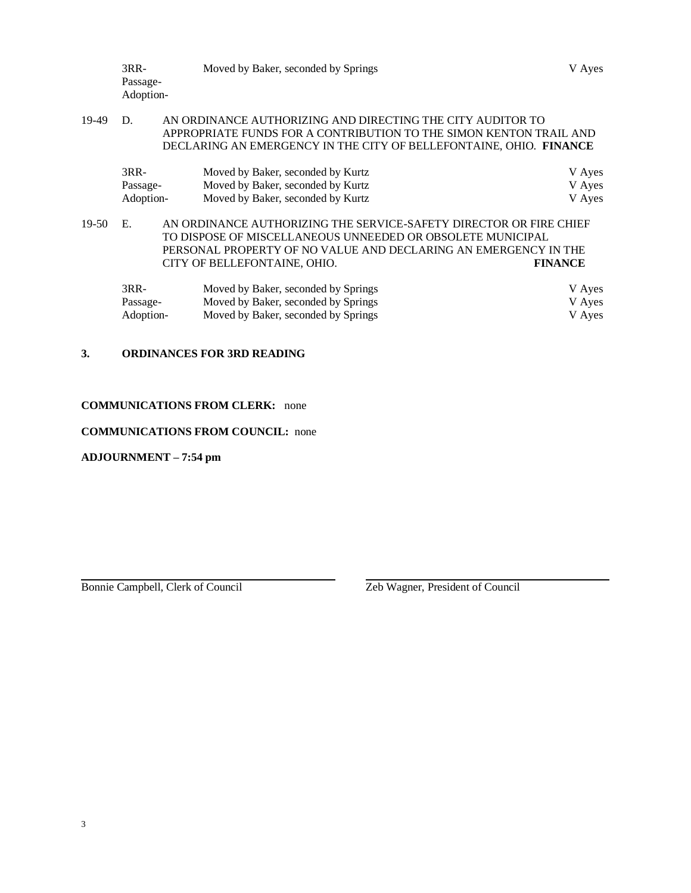| | | |
|---|---|---|
| 3RR- | Moved by Baker, seconded by Springs | V Ayes |
| Passage- | | |
| Adoption- | | |

19-49 D. AN ORDINANCE AUTHORIZING AND DIRECTING THE CITY AUDITOR TO APPROPRIATE FUNDS FOR A CONTRIBUTION TO THE SIMON KENTON TRAIL AND DECLARING AN EMERGENCY IN THE CITY OF BELLEFONTAINE, OHIO. **FINANCE**

| | | |
|---|---|---|
| 3RR- | Moved by Baker, seconded by Kurtz | V Ayes |
| Passage- | Moved by Baker, seconded by Kurtz | V Ayes |
| Adoption- | Moved by Baker, seconded by Kurtz | V Ayes |

19-50 E. AN ORDINANCE AUTHORIZING THE SERVICE-SAFETY DIRECTOR OR FIRE CHIEF TO DISPOSE OF MISCELLANEOUS UNNEEDED OR OBSOLETE MUNICIPAL PERSONAL PROPERTY OF NO VALUE AND DECLARING AN EMERGENCY IN THE CITY OF BELLEFONTAINE, OHIO. **FINANCE**

| | | |
|---|---|---|
| 3RR- | Moved by Baker, seconded by Springs | V Ayes |
| Passage- | Moved by Baker, seconded by Springs | V Ayes |
| Adoption- | Moved by Baker, seconded by Springs | V Ayes |

**3. ORDINANCES FOR 3RD READING**

**COMMUNICATIONS FROM CLERK:** none

**COMMUNICATIONS FROM COUNCIL:** none

**ADJOURNMENT – 7:54 pm**

Bonnie Campbell, Clerk of Council

Zeb Wagner, President of Council